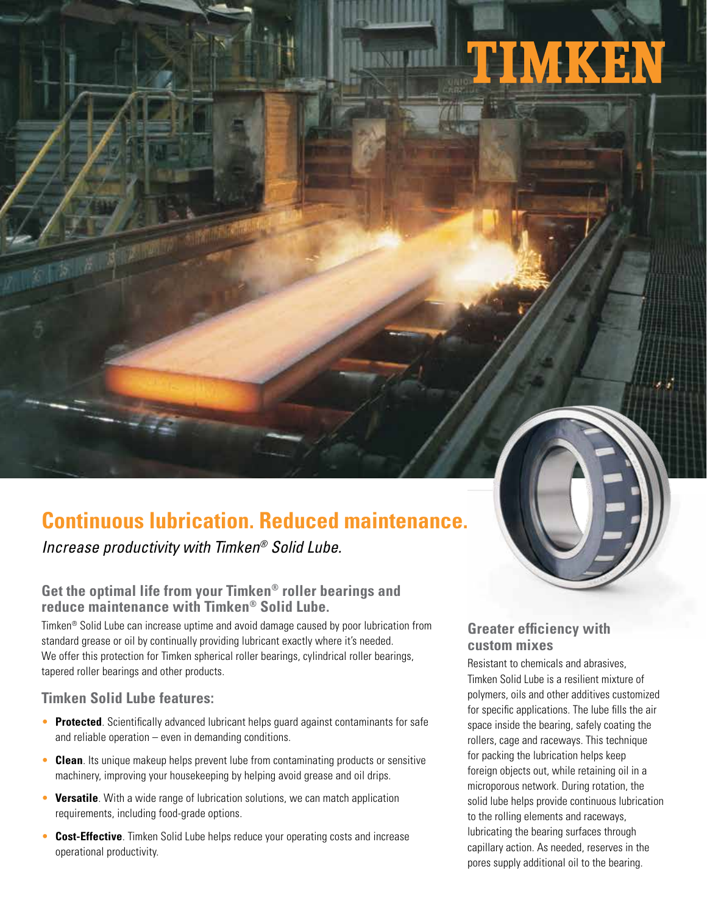# Continuous lubrication. Reduced maintenance.

*Increase productivity with Timken® Solid Lube.*

## Get the optimal life from your Timken® roller bearings and reduce maintenance with Timken® Solid Lube.

Timken® Solid Lube can increase uptime and avoid damage caused by poor lubrication from standard grease or oil by continually providing lubricant exactly where it's needed. We offer this protection for Timken spherical roller bearings, cylindrical roller bearings, tapered roller bearings and other products.

## Timken Solid Lube features:

- **Protected**. Scientifically advanced lubricant helps guard against contaminants for safe and reliable operation – even in demanding conditions.
- **Clean**. Its unique makeup helps prevent lube from contaminating products or sensitive machinery, improving your housekeeping by helping avoid grease and oil drips.
- **Versatile**. With a wide range of lubrication solutions, we can match application requirements, including food-grade options.
- **Cost-Effective**. Timken Solid Lube helps reduce your operating costs and increase operational productivity.

## Greater efficiency with custom mixes

Resistant to chemicals and abrasives, Timken Solid Lube is a resilient mixture of polymers, oils and other additives customized for specific applications. The lube fills the air space inside the bearing, safely coating the rollers, cage and raceways. This technique for packing the lubrication helps keep foreign objects out, while retaining oil in a microporous network. During rotation, the solid lube helps provide continuous lubrication to the rolling elements and raceways, lubricating the bearing surfaces through capillary action. As needed, reserves in the pores supply additional oil to the bearing.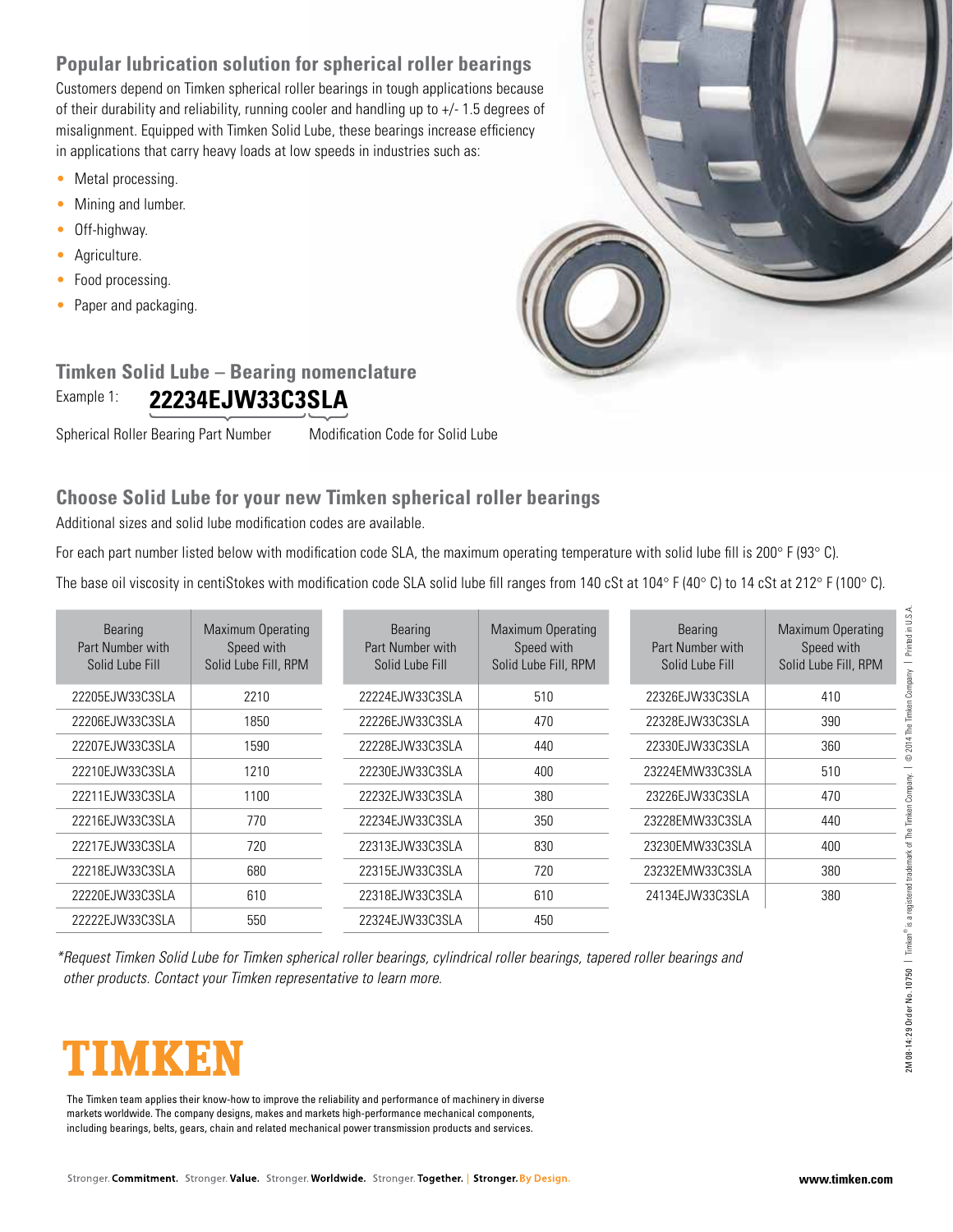## Popular lubrication solution for spherical roller bearings

Customers depend on Timken spherical roller bearings in tough applications because of their durability and reliability, running cooler and handling up to +/- 1.5 degrees of misalignment. Equipped with Timken Solid Lube, these bearings increase efficiency in applications that carry heavy loads at low speeds in industries such as:

- Metal processing.
- Mining and lumber.
- Off-highway.
- Agriculture.
- Food processing.
- Paper and packaging.

## Timken Solid Lube – Bearing nomenclature

Example 1: **22234EJW33C3SLA**

Spherical Roller Bearing Part Number (22234EJW33C3) — Modification Code for Solid Lube (SLA)

## Choose Solid Lube for your new Timken spherical roller bearings

Additional sizes and solid lube modification codes are available.

For each part number listed below with modification code SLA, the maximum operating temperature with solid lube fill is 200° F (93° C).

The base oil viscosity in centiStokes with modification code SLA solid lube fill ranges from 140 cSt at 104° F (40° C) to 14 cSt at 212° F (100° C).

| Bearing Part Number with Solid Lube Fill | Maximum Operating Speed with Solid Lube Fill, RPM | Bearing Part Number with Solid Lube Fill | Maximum Operating Speed with Solid Lube Fill, RPM | Bearing Part Number with Solid Lube Fill | Maximum Operating Speed with Solid Lube Fill, RPM |
|---|---|---|---|---|---|
| 22205EJW33C3SLA | 2210 | 22224EJW33C3SLA | 510 | 22326EJW33C3SLA | 410 |
| 22206EJW33C3SLA | 1850 | 22226EJW33C3SLA | 470 | 22328EJW33C3SLA | 390 |
| 22207EJW33C3SLA | 1590 | 22228EJW33C3SLA | 440 | 22330EJW33C3SLA | 360 |
| 22210EJW33C3SLA | 1210 | 22230EJW33C3SLA | 400 | 23224EMW33C3SLA | 510 |
| 22211EJW33C3SLA | 1100 | 22232EJW33C3SLA | 380 | 23226EJW33C3SLA | 470 |
| 22216EJW33C3SLA | 770 | 22234EJW33C3SLA | 350 | 23228EMW33C3SLA | 440 |
| 22217EJW33C3SLA | 720 | 22313EJW33C3SLA | 830 | 23230EMW33C3SLA | 400 |
| 22218EJW33C3SLA | 680 | 22315EJW33C3SLA | 720 | 23232EMW33C3SLA | 380 |
| 22220EJW33C3SLA | 610 | 22318EJW33C3SLA | 610 | 24134EJW33C3SLA | 380 |
| 22222EJW33C3SLA | 550 | 22324EJW33C3SLA | 450 | | |

*\*Request Timken Solid Lube for Timken spherical roller bearings, cylindrical roller bearings, tapered roller bearings and other products. Contact your Timken representative to learn more.*

**TIMKEN**

The Timken team applies their know-how to improve the reliability and performance of machinery in diverse markets worldwide. The company designs, makes and markets high-performance mechanical components, including bearings, belts, gears, chain and related mechanical power transmission products and services.

Stronger. **Commitment.** Stronger. **Value.** Stronger. **Worldwide.** Stronger. **Together.** | **Stronger. By Design.**

**www.timken.com**

2M 08-14:29 Order No. 10750 | Timken® is a registered trademark of The Timken Company. | © 2014 The Timken Company | Printed in U.S.A.